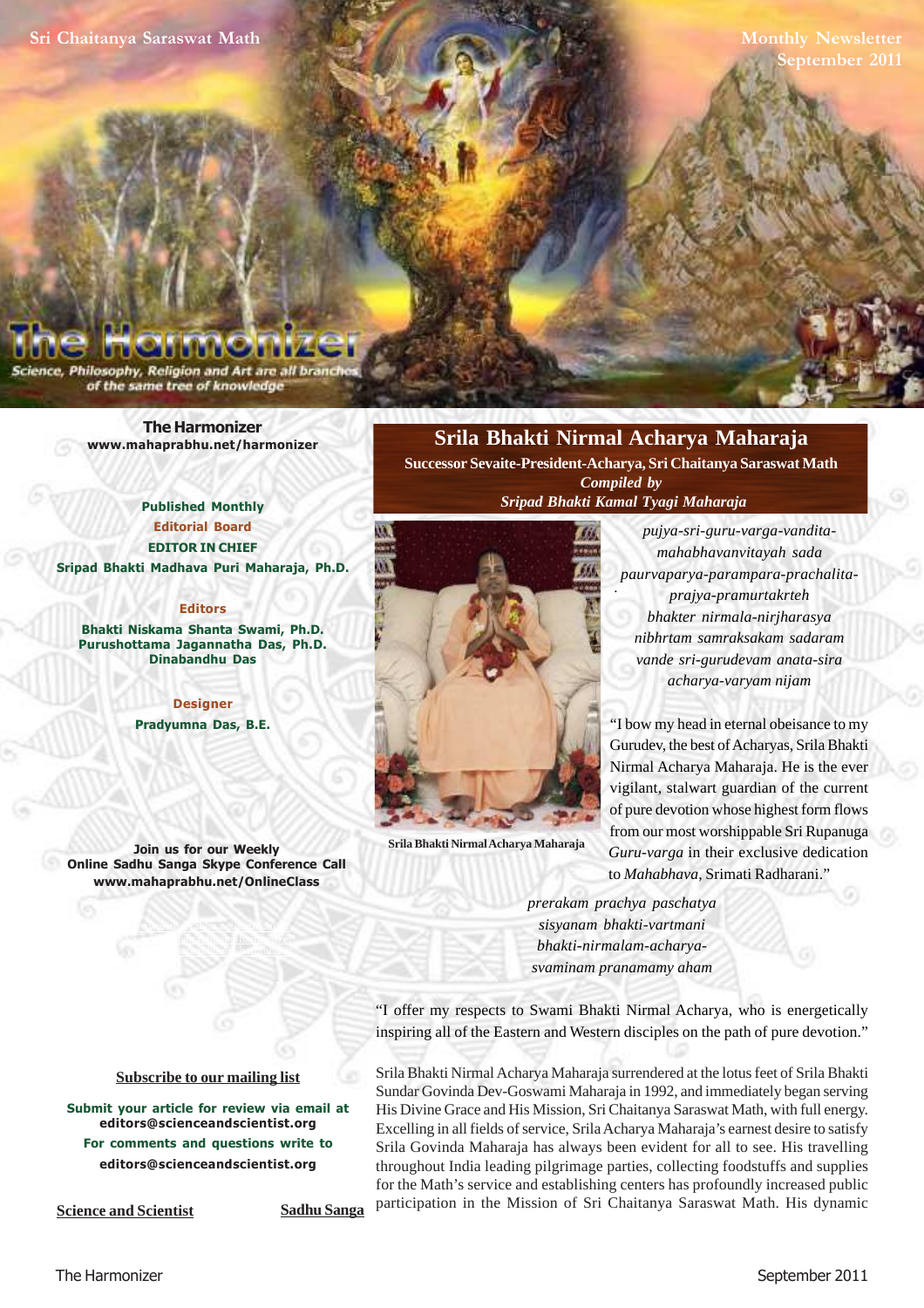Sri Chaitanya Saraswat Math

Monthly Newsletter
September 2011

# The Harmonizer

Science, Philosophy, Religion and Art are all branches of the same tree of knowledge

**The Harmonizer**
**www.mahaprabhu.net/harmonizer**

**Published Monthly**
**Editorial Board**
**EDITOR IN CHIEF**
**Sripad Bhakti Madhava Puri Maharaja, Ph.D.**

**Editors**
**Bhakti Niskama Shanta Swami, Ph.D.**
**Purushottama Jagannatha Das, Ph.D.**
**Dinabandhu Das**

**Designer**
**Pradyumna Das, B.E.**

**Join us for our Weekly Online Sadhu Sanga Skype Conference Call**
**www.mahaprabhu.net/OnlineClass**

Subscribe to our mailing list

**Submit your article for review via email at editors@scienceandscientist.org**
**For comments and questions write to editors@scienceandscientist.org**

Science and Scientist | Sadhu Sanga

## Srila Bhakti Nirmal Acharya Maharaja

**Successor Sevaite-President-Acharya, Sri Chaitanya Saraswat Math**
***Compiled by***
***Sripad Bhakti Kamal Tyagi Maharaja***

Srila Bhakti Nirmal Acharya Maharaja

*pujya-sri-guru-varga-vandita-*
*mahabhavanvitayah sada*
*paurvaparya-parampara-prachalita-*
*prajya-pramurtakrteh*
*bhakter nirmala-nirjharasya*
*nibhrtam samraksakam sadaram*
*vande sri-gurudevam anata-sira*
*acharya-varyam nijam*

"I bow my head in eternal obeisance to my Gurudev, the best of Acharyas, Srila Bhakti Nirmal Acharya Maharaja. He is the ever vigilant, stalwart guardian of the current of pure devotion whose highest form flows from our most worshippable Sri Rupanuga *Guru-varga* in their exclusive dedication to *Mahabhava*, Srimati Radharani."

*prerakam prachya paschatya*
*sisyanam bhakti-vartmani*
*bhakti-nirmalam-acharya-*
*svaminam pranamamy aham*

"I offer my respects to Swami Bhakti Nirmal Acharya, who is energetically inspiring all of the Eastern and Western disciples on the path of pure devotion."

Srila Bhakti Nirmal Acharya Maharaja surrendered at the lotus feet of Srila Bhakti Sundar Govinda Dev-Goswami Maharaja in 1992, and immediately began serving His Divine Grace and His Mission, Sri Chaitanya Saraswat Math, with full energy. Excelling in all fields of service, Srila Acharya Maharaja's earnest desire to satisfy Srila Govinda Maharaja has always been evident for all to see. His travelling throughout India leading pilgrimage parties, collecting foodstuffs and supplies for the Math's service and establishing centers has profoundly increased public participation in the Mission of Sri Chaitanya Saraswat Math. His dynamic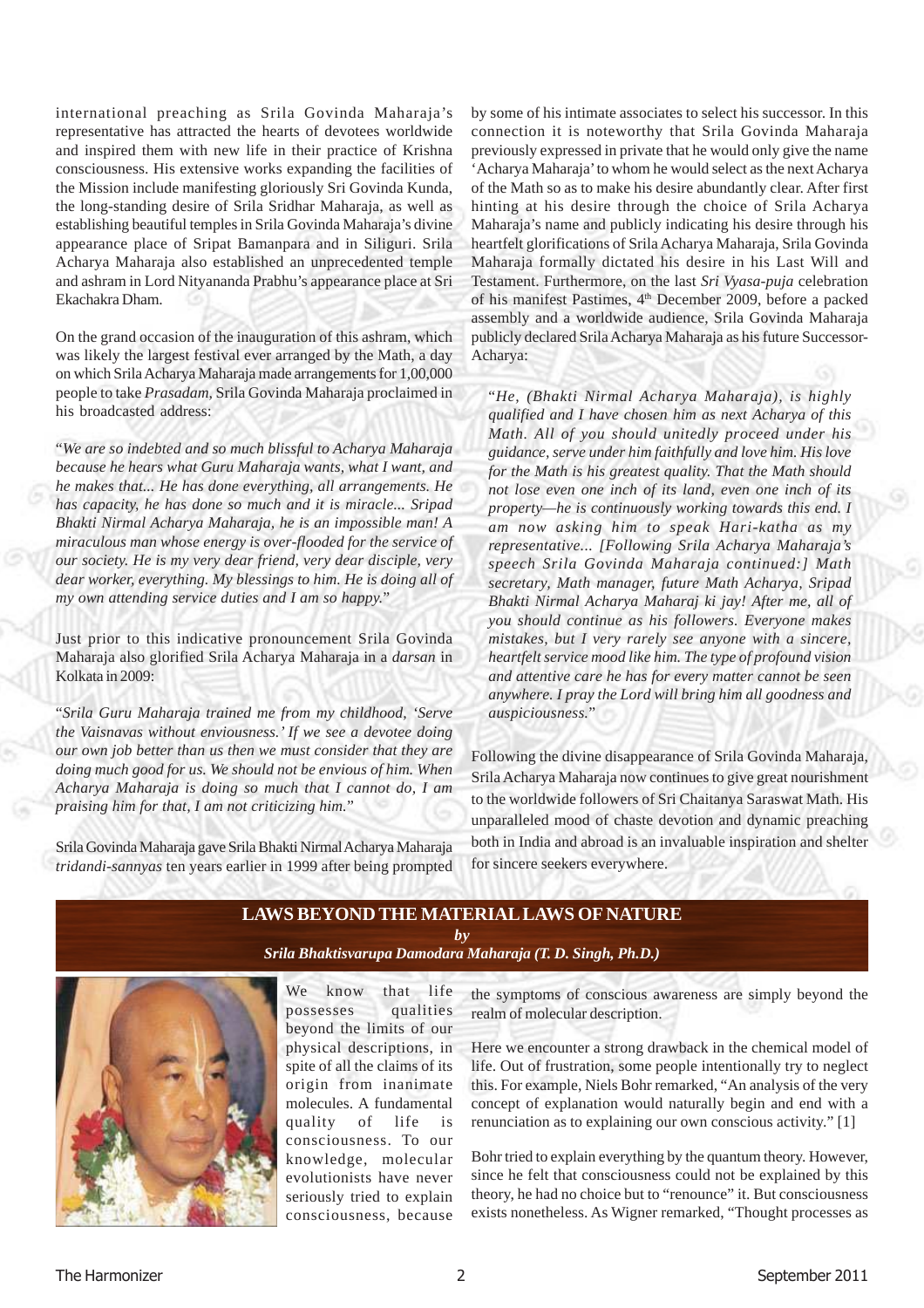international preaching as Srila Govinda Maharaja's representative has attracted the hearts of devotees worldwide and inspired them with new life in their practice of Krishna consciousness. His extensive works expanding the facilities of the Mission include manifesting gloriously Sri Govinda Kunda, the long-standing desire of Srila Sridhar Maharaja, as well as establishing beautiful temples in Srila Govinda Maharaja's divine appearance place of Sripat Bamanpara and in Siliguri. Srila Acharya Maharaja also established an unprecedented temple and ashram in Lord Nityananda Prabhu's appearance place at Sri Ekachakra Dham.

On the grand occasion of the inauguration of this ashram, which was likely the largest festival ever arranged by the Math, a day on which Srila Acharya Maharaja made arrangements for 1,00,000 people to take *Prasadam*, Srila Govinda Maharaja proclaimed in his broadcasted address:

"*We are so indebted and so much blissful to Acharya Maharaja because he hears what Guru Maharaja wants, what I want, and he makes that... He has done everything, all arrangements. He has capacity, he has done so much and it is miracle... Sripad Bhakti Nirmal Acharya Maharaja, he is an impossible man! A miraculous man whose energy is over-flooded for the service of our society. He is my very dear friend, very dear disciple, very dear worker, everything. My blessings to him. He is doing all of my own attending service duties and I am so happy.*"

Just prior to this indicative pronouncement Srila Govinda Maharaja also glorified Srila Acharya Maharaja in a *darsan* in Kolkata in 2009:

"*Srila Guru Maharaja trained me from my childhood, 'Serve the Vaisnavas without enviousness.' If we see a devotee doing our own job better than us then we must consider that they are doing much good for us. We should not be envious of him. When Acharya Maharaja is doing so much that I cannot do, I am praising him for that, I am not criticizing him.*"

Srila Govinda Maharaja gave Srila Bhakti Nirmal Acharya Maharaja *tridandi-sannyas* ten years earlier in 1999 after being prompted by some of his intimate associates to select his successor. In this connection it is noteworthy that Srila Govinda Maharaja previously expressed in private that he would only give the name 'Acharya Maharaja' to whom he would select as the next Acharya of the Math so as to make his desire abundantly clear. After first hinting at his desire through the choice of Srila Acharya Maharaja's name and publicly indicating his desire through his heartfelt glorifications of Srila Acharya Maharaja, Srila Govinda Maharaja formally dictated his desire in his Last Will and Testament. Furthermore, on the last *Sri Vyasa-puja* celebration of his manifest Pastimes, 4th December 2009, before a packed assembly and a worldwide audience, Srila Govinda Maharaja publicly declared Srila Acharya Maharaja as his future Successor-Acharya:

"*He, (Bhakti Nirmal Acharya Maharaja), is highly qualified and I have chosen him as next Acharya of this Math. All of you should unitedly proceed under his guidance, serve under him faithfully and love him. His love for the Math is his greatest quality. That the Math should not lose even one inch of its land, even one inch of its property—he is continuously working towards this end. I am now asking him to speak Hari-katha as my representative... [Following Srila Acharya Maharaja's speech Srila Govinda Maharaja continued:] Math secretary, Math manager, future Math Acharya, Sripad Bhakti Nirmal Acharya Maharaj ki jay! After me, all of you should continue as his followers. Everyone makes mistakes, but I very rarely see anyone with a sincere, heartfelt service mood like him. The type of profound vision and attentive care he has for every matter cannot be seen anywhere. I pray the Lord will bring him all goodness and auspiciousness.*"

Following the divine disappearance of Srila Govinda Maharaja, Srila Acharya Maharaja now continues to give great nourishment to the worldwide followers of Sri Chaitanya Saraswat Math. His unparalleled mood of chaste devotion and dynamic preaching both in India and abroad is an invaluable inspiration and shelter for sincere seekers everywhere.

## LAWS BEYOND THE MATERIAL LAWS OF NATURE

***by***
***Srila Bhaktisvarupa Damodara Maharaja (T. D. Singh, Ph.D.)***

We know that life possesses qualities beyond the limits of our physical descriptions, in spite of all the claims of its origin from inanimate molecules. A fundamental quality of life is consciousness. To our knowledge, molecular evolutionists have never seriously tried to explain consciousness, because the symptoms of conscious awareness are simply beyond the realm of molecular description.

Here we encounter a strong drawback in the chemical model of life. Out of frustration, some people intentionally try to neglect this. For example, Niels Bohr remarked, "An analysis of the very concept of explanation would naturally begin and end with a renunciation as to explaining our own conscious activity." [1]

Bohr tried to explain everything by the quantum theory. However, since he felt that consciousness could not be explained by this theory, he had no choice but to "renounce" it. But consciousness exists nonetheless. As Wigner remarked, "Thought processes as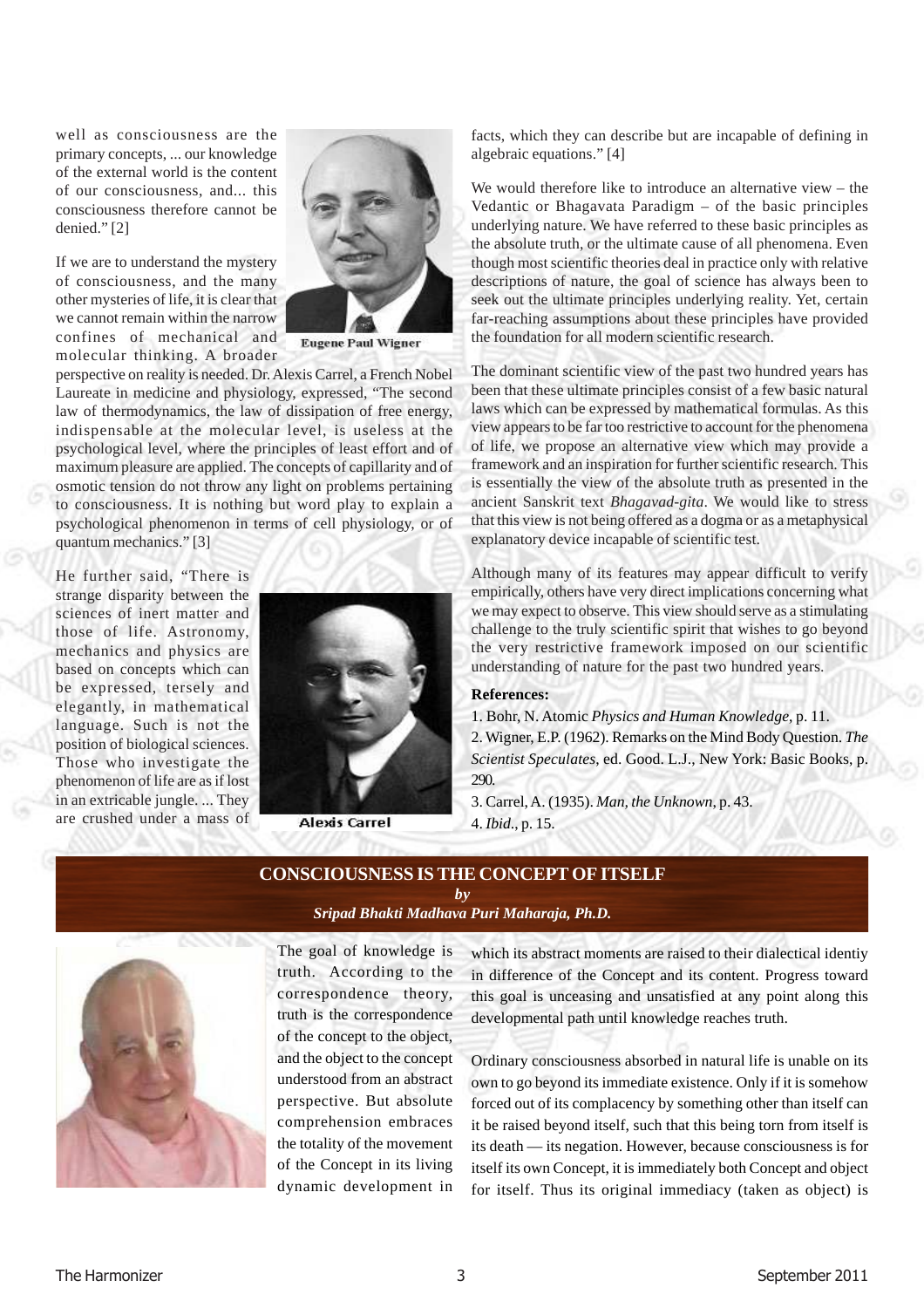well as consciousness are the primary concepts, ... our knowledge of the external world is the content of our consciousness, and... this consciousness therefore cannot be denied." [2]

If we are to understand the mystery of consciousness, and the many other mysteries of life, it is clear that we cannot remain within the narrow confines of mechanical and molecular thinking. A broader perspective on reality is needed. Dr. Alexis Carrel, a French Nobel Laureate in medicine and physiology, expressed, "The second law of thermodynamics, the law of dissipation of free energy, indispensable at the molecular level, is useless at the psychological level, where the principles of least effort and of maximum pleasure are applied. The concepts of capillarity and of osmotic tension do not throw any light on problems pertaining to consciousness. It is nothing but word play to explain a psychological phenomenon in terms of cell physiology, or of quantum mechanics." [3]

Eugene Paul Wigner

He further said, "There is strange disparity between the sciences of inert matter and those of life. Astronomy, mechanics and physics are based on concepts which can be expressed, tersely and elegantly, in mathematical language. Such is not the position of biological sciences. Those who investigate the phenomenon of life are as if lost in an extricable jungle. ... They are crushed under a mass of facts, which they can describe but are incapable of defining in algebraic equations." [4]

Alexis Carrel

We would therefore like to introduce an alternative view – the Vedantic or Bhagavata Paradigm – of the basic principles underlying nature. We have referred to these basic principles as the absolute truth, or the ultimate cause of all phenomena. Even though most scientific theories deal in practice only with relative descriptions of nature, the goal of science has always been to seek out the ultimate principles underlying reality. Yet, certain far-reaching assumptions about these principles have provided the foundation for all modern scientific research.

The dominant scientific view of the past two hundred years has been that these ultimate principles consist of a few basic natural laws which can be expressed by mathematical formulas. As this view appears to be far too restrictive to account for the phenomena of life, we propose an alternative view which may provide a framework and an inspiration for further scientific research. This is essentially the view of the absolute truth as presented in the ancient Sanskrit text *Bhagavad-gita*. We would like to stress that this view is not being offered as a dogma or as a metaphysical explanatory device incapable of scientific test.

Although many of its features may appear difficult to verify empirically, others have very direct implications concerning what we may expect to observe. This view should serve as a stimulating challenge to the truly scientific spirit that wishes to go beyond the very restrictive framework imposed on our scientific understanding of nature for the past two hundred years.

**References:**

1. Bohr, N. Atomic *Physics and Human Knowledge*, p. 11.
2. Wigner, E.P. (1962). Remarks on the Mind Body Question. *The Scientist Speculates*, ed. Good. L.J., New York: Basic Books, p. 290.
3. Carrel, A. (1935). *Man, the Unknown*, p. 43.
4. *Ibid*., p. 15.

## CONSCIOUSNESS IS THE CONCEPT OF ITSELF

***by***

***Sripad Bhakti Madhava Puri Maharaja, Ph.D.***

The goal of knowledge is truth. According to the correspondence theory, truth is the correspondence of the concept to the object, and the object to the concept understood from an abstract perspective. But absolute comprehension embraces the totality of the movement of the Concept in its living dynamic development in which its abstract moments are raised to their dialectical identiy in difference of the Concept and its content. Progress toward this goal is unceasing and unsatisfied at any point along this developmental path until knowledge reaches truth.

Ordinary consciousness absorbed in natural life is unable on its own to go beyond its immediate existence. Only if it is somehow forced out of its complacency by something other than itself can it be raised beyond itself, such that this being torn from itself is its death — its negation. However, because consciousness is for itself its own Concept, it is immediately both Concept and object for itself. Thus its original immediacy (taken as object) is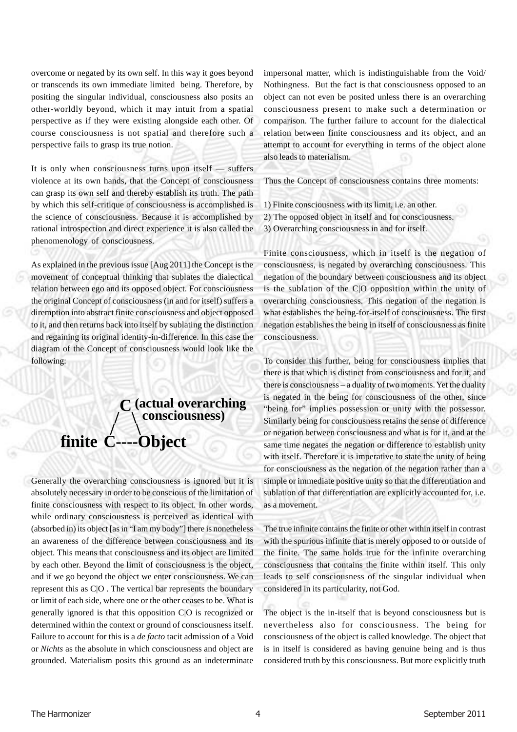overcome or negated by its own self. In this way it goes beyond or transcends its own immediate limited being. Therefore, by positing the singular individual, consciousness also posits an other-worldly beyond, which it may intuit from a spatial perspective as if they were existing alongside each other. Of course consciousness is not spatial and therefore such a perspective fails to grasp its true notion.

It is only when consciousness turns upon itself — suffers violence at its own hands, that the Concept of consciousness can grasp its own self and thereby establish its truth. The path by which this self-critique of consciousness is accomplished is the science of consciousness. Because it is accomplished by rational introspection and direct experience it is also called the phenomenology of consciousness.

As explained in the previous issue [Aug 2011] the Concept is the movement of conceptual thinking that sublates the dialectical relation between ego and its opposed object. For consciousness the original Concept of consciousness (in and for itself) suffers a diremption into abstract finite consciousness and object opposed to it, and then returns back into itself by sublating the distinction and regaining its original identity-in-difference. In this case the diagram of the Concept of consciousness would look like the following:

**C** **(actual overarching consciousness)**

**finite C----Object**

Generally the overarching consciousness is ignored but it is absolutely necessary in order to be conscious of the limitation of finite consciousness with respect to its object. In other words, while ordinary consciousness is perceived as identical with (absorbed in) its object [as in "I am my body"] there is nonetheless an awareness of the difference between consciousness and its object. This means that consciousness and its object are limited by each other. Beyond the limit of consciousness is the object, and if we go beyond the object we enter consciousness. We can represent this as C|O . The vertical bar represents the boundary or limit of each side, where one or the other ceases to be. What is generally ignored is that this opposition C|O is recognized or determined within the context or ground of consciousness itself. Failure to account for this is a *de facto* tacit admission of a Void or *Nichts* as the absolute in which consciousness and object are grounded. Materialism posits this ground as an indeterminate impersonal matter, which is indistinguishable from the Void/ Nothingness. But the fact is that consciousness opposed to an object can not even be posited unless there is an overarching consciousness present to make such a determination or comparison. The further failure to account for the dialectical relation between finite consciousness and its object, and an attempt to account for everything in terms of the object alone also leads to materialism.

Thus the Concept of consciousness contains three moments:

1) Finite consciousness with its limit, i.e. an other.
2) The opposed object in itself and for consciousness.
3) Overarching consciousness in and for itself.

Finite consciousness, which in itself is the negation of consciousness, is negated by overarching consciousness. This negation of the boundary between consciousness and its object is the sublation of the C|O opposition within the unity of overarching consciousness. This negation of the negation is what establishes the being-for-itself of consciousness. The first negation establishes the being in itself of consciousness as finite consciousness.

To consider this further, being for consciousness implies that there is that which is distinct from consciousness and for it, and there is consciousness – a duality of two moments. Yet the duality is negated in the being for consciousness of the other, since "being for" implies possession or unity with the possessor. Similarly being for consciousness retains the sense of difference or negation between consciousness and what is for it, and at the same time negates the negation or difference to establish unity with itself. Therefore it is imperative to state the unity of being for consciousness as the negation of the negation rather than a simple or immediate positive unity so that the differentiation and sublation of that differentiation are explicitly accounted for, i.e. as a movement.

The true infinite contains the finite or other within itself in contrast with the spurious infinite that is merely opposed to or outside of the finite. The same holds true for the infinite overarching consciousness that contains the finite within itself. This only leads to self consciousness of the singular individual when considered in its particularity, not God.

The object is the in-itself that is beyond consciousness but is nevertheless also for consciousness. The being for consciousness of the object is called knowledge. The object that is in itself is considered as having genuine being and is thus considered truth by this consciousness. But more explicitly truth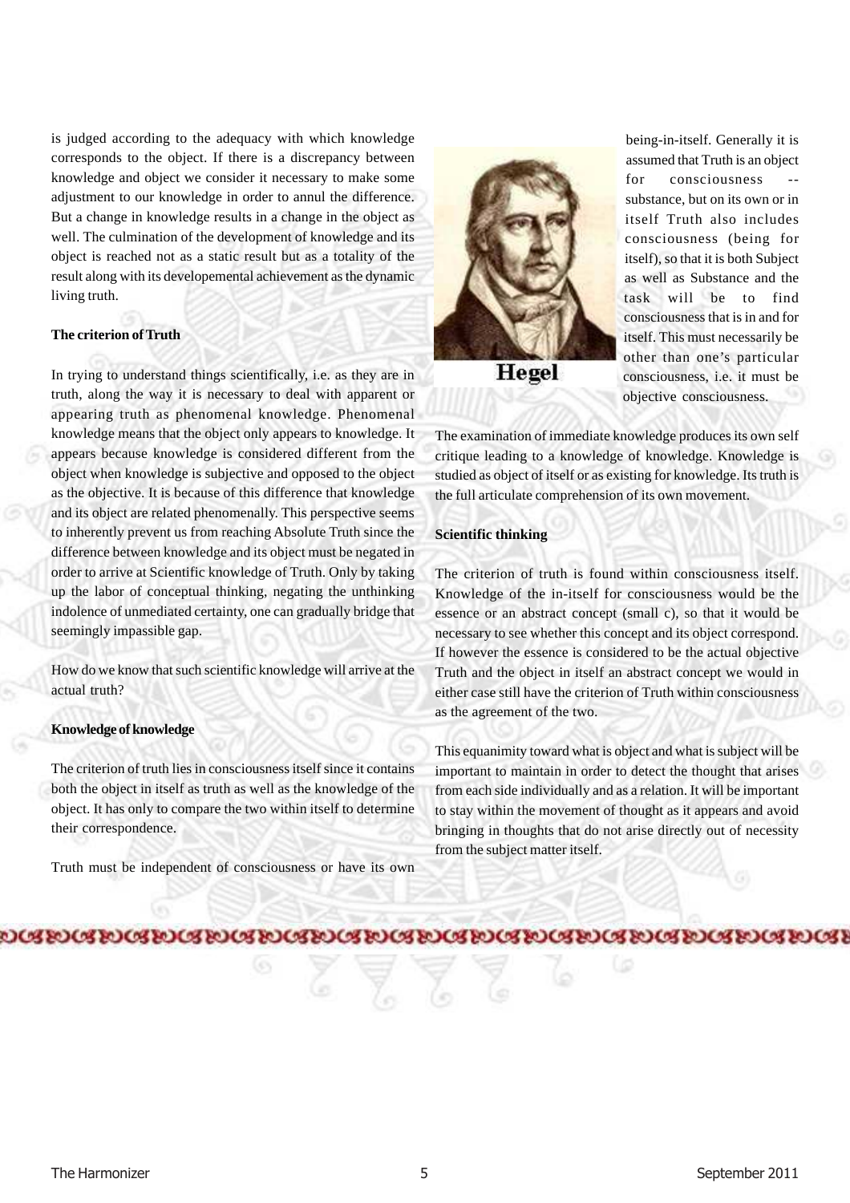is judged according to the adequacy with which knowledge corresponds to the object. If there is a discrepancy between knowledge and object we consider it necessary to make some adjustment to our knowledge in order to annul the difference. But a change in knowledge results in a change in the object as well. The culmination of the development of knowledge and its object is reached not as a static result but as a totality of the result along with its developemental achievement as the dynamic living truth.

**The criterion of Truth**

In trying to understand things scientifically, i.e. as they are in truth, along the way it is necessary to deal with apparent or appearing truth as phenomenal knowledge. Phenomenal knowledge means that the object only appears to knowledge. It appears because knowledge is considered different from the object when knowledge is subjective and opposed to the object as the objective. It is because of this difference that knowledge and its object are related phenomenally. This perspective seems to inherently prevent us from reaching Absolute Truth since the difference between knowledge and its object must be negated in order to arrive at Scientific knowledge of Truth. Only by taking up the labor of conceptual thinking, negating the unthinking indolence of unmediated certainty, one can gradually bridge that seemingly impassible gap.

How do we know that such scientific knowledge will arrive at the actual truth?

**Knowledge of knowledge**

The criterion of truth lies in consciousness itself since it contains both the object in itself as truth as well as the knowledge of the object. It has only to compare the two within itself to determine their correspondence.

Truth must be independent of consciousness or have its own being-in-itself. Generally it is assumed that Truth is an object for consciousness -- substance, but on its own or in itself Truth also includes consciousness (being for itself), so that it is both Subject as well as Substance and the task will be to find consciousness that is in and for itself. This must necessarily be other than one's particular consciousness, i.e. it must be objective consciousness.

Hegel

The examination of immediate knowledge produces its own self critique leading to a knowledge of knowledge. Knowledge is studied as object of itself or as existing for knowledge. Its truth is the full articulate comprehension of its own movement.

**Scientific thinking**

The criterion of truth is found within consciousness itself. Knowledge of the in-itself for consciousness would be the essence or an abstract concept (small c), so that it would be necessary to see whether this concept and its object correspond. If however the essence is considered to be the actual objective Truth and the object in itself an abstract concept we would in either case still have the criterion of Truth within consciousness as the agreement of the two.

This equanimity toward what is object and what is subject will be important to maintain in order to detect the thought that arises from each side individually and as a relation. It will be important to stay within the movement of thought as it appears and avoid bringing in thoughts that do not arise directly out of necessity from the subject matter itself.